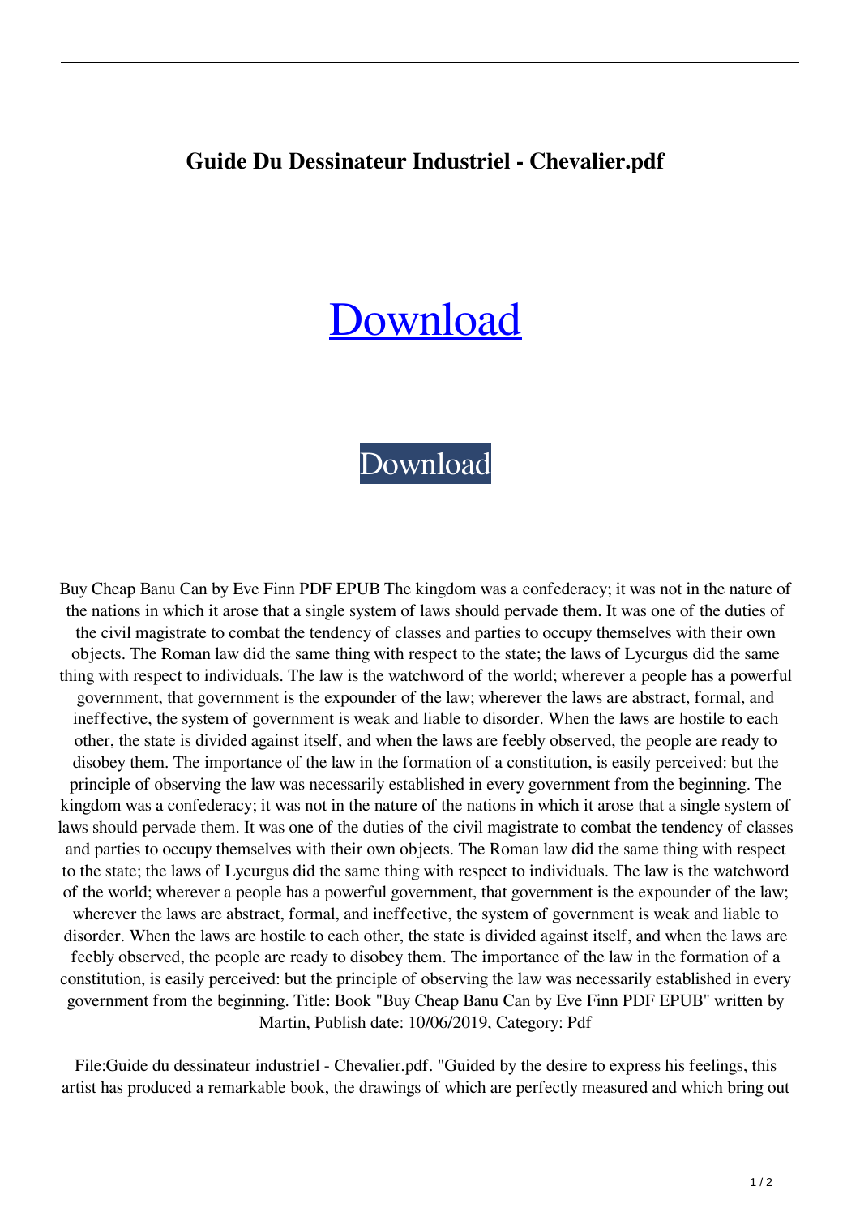**Guide Du Dessinateur Industriel - Chevalier.pdf**

# Download

Download

Buy Cheap Banu Can by Eve Finn PDF EPUB The kingdom was a confederacy; it was not in the nature of the nations in which it arose that a single system of laws should pervade them. It was one of the duties of the civil magistrate to combat the tendency of classes and parties to occupy themselves with their own objects. The Roman law did the same thing with respect to the state; the laws of Lycurgus did the same thing with respect to individuals. The law is the watchword of the world; wherever a people has a powerful government, that government is the expounder of the law; wherever the laws are abstract, formal, and ineffective, the system of government is weak and liable to disorder. When the laws are hostile to each other, the state is divided against itself, and when the laws are feebly observed, the people are ready to disobey them. The importance of the law in the formation of a constitution, is easily perceived: but the principle of observing the law was necessarily established in every government from the beginning. The kingdom was a confederacy; it was not in the nature of the nations in which it arose that a single system of laws should pervade them. It was one of the duties of the civil magistrate to combat the tendency of classes and parties to occupy themselves with their own objects. The Roman law did the same thing with respect to the state; the laws of Lycurgus did the same thing with respect to individuals. The law is the watchword of the world; wherever a people has a powerful government, that government is the expounder of the law; wherever the laws are abstract, formal, and ineffective, the system of government is weak and liable to disorder. When the laws are hostile to each other, the state is divided against itself, and when the laws are feebly observed, the people are ready to disobey them. The importance of the law in the formation of a constitution, is easily perceived: but the principle of observing the law was necessarily established in every government from the beginning. Title: Book "Buy Cheap Banu Can by Eve Finn PDF EPUB" written by Martin, Publish date: 10/06/2019, Category: Pdf

File:Guide du dessinateur industriel - Chevalier.pdf. "Guided by the desire to express his feelings, this artist has produced a remarkable book, the drawings of which are perfectly measured and which bring out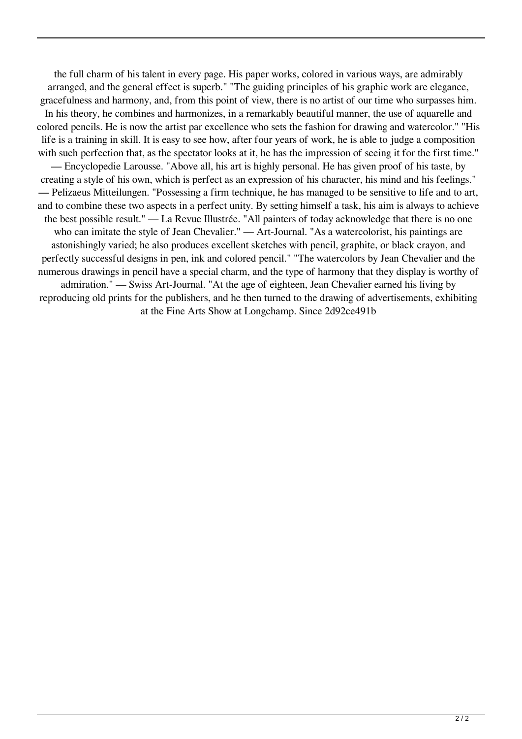the full charm of his talent in every page. His paper works, colored in various ways, are admirably arranged, and the general effect is superb." "The guiding principles of his graphic work are elegance, gracefulness and harmony, and, from this point of view, there is no artist of our time who surpasses him. In his theory, he combines and harmonizes, in a remarkably beautiful manner, the use of aquarelle and colored pencils. He is now the artist par excellence who sets the fashion for drawing and watercolor." "His life is a training in skill. It is easy to see how, after four years of work, he is able to judge a composition with such perfection that, as the spectator looks at it, he has the impression of seeing it for the first time." — Encyclopedie Larousse. "Above all, his art is highly personal. He has given proof of his taste, by creating a style of his own, which is perfect as an expression of his character, his mind and his feelings." — Pelizaeus Mitteilungen. "Possessing a firm technique, he has managed to be sensitive to life and to art, and to combine these two aspects in a perfect unity. By setting himself a task, his aim is always to achieve the best possible result." — La Revue Illustrée. "All painters of today acknowledge that there is no one who can imitate the style of Jean Chevalier." — Art-Journal. "As a watercolorist, his paintings are astonishingly varied; he also produces excellent sketches with pencil, graphite, or black crayon, and perfectly successful designs in pen, ink and colored pencil." "The watercolors by Jean Chevalier and the numerous drawings in pencil have a special charm, and the type of harmony that they display is worthy of admiration." — Swiss Art-Journal. "At the age of eighteen, Jean Chevalier earned his living by reproducing old prints for the publishers, and he then turned to the drawing of advertisements, exhibiting at the Fine Arts Show at Longchamp. Since 2d92ce491b